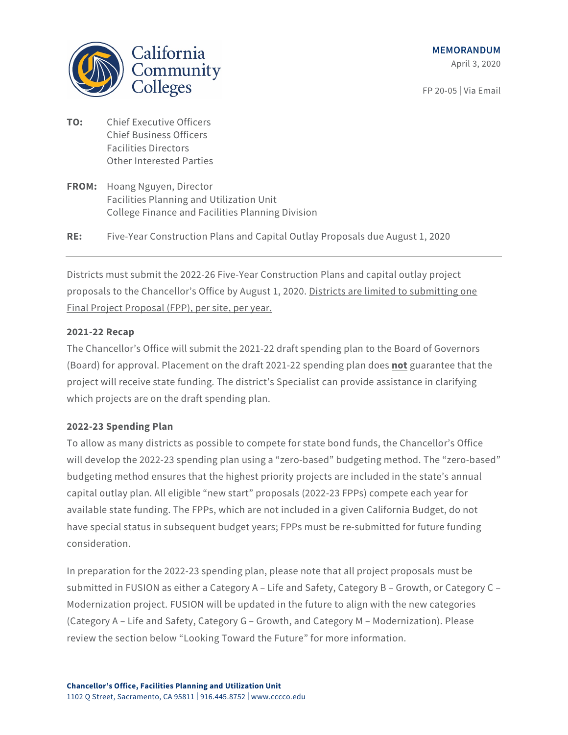California Community Colleges

**MEMORANDUM**

April 3, 2020

FP 20-05 | Via Email

**TO:** Chief Executive Officers
Chief Business Officers
Facilities Directors
Other Interested Parties

**FROM:** Hoang Nguyen, Director
Facilities Planning and Utilization Unit
College Finance and Facilities Planning Division

**RE:** Five-Year Construction Plans and Capital Outlay Proposals due August 1, 2020

---

Districts must submit the 2022-26 Five-Year Construction Plans and capital outlay project proposals to the Chancellor's Office by August 1, 2020. Districts are limited to submitting one Final Project Proposal (FPP), per site, per year.

**2021-22 Recap**

The Chancellor's Office will submit the 2021-22 draft spending plan to the Board of Governors (Board) for approval. Placement on the draft 2021-22 spending plan does **not** guarantee that the project will receive state funding. The district's Specialist can provide assistance in clarifying which projects are on the draft spending plan.

**2022-23 Spending Plan**

To allow as many districts as possible to compete for state bond funds, the Chancellor's Office will develop the 2022-23 spending plan using a "zero-based" budgeting method. The "zero-based" budgeting method ensures that the highest priority projects are included in the state's annual capital outlay plan. All eligible "new start" proposals (2022-23 FPPs) compete each year for available state funding. The FPPs, which are not included in a given California Budget, do not have special status in subsequent budget years; FPPs must be re-submitted for future funding consideration.

In preparation for the 2022-23 spending plan, please note that all project proposals must be submitted in FUSION as either a Category A – Life and Safety, Category B – Growth, or Category C – Modernization project. FUSION will be updated in the future to align with the new categories (Category A – Life and Safety, Category G – Growth, and Category M – Modernization). Please review the section below "Looking Toward the Future" for more information.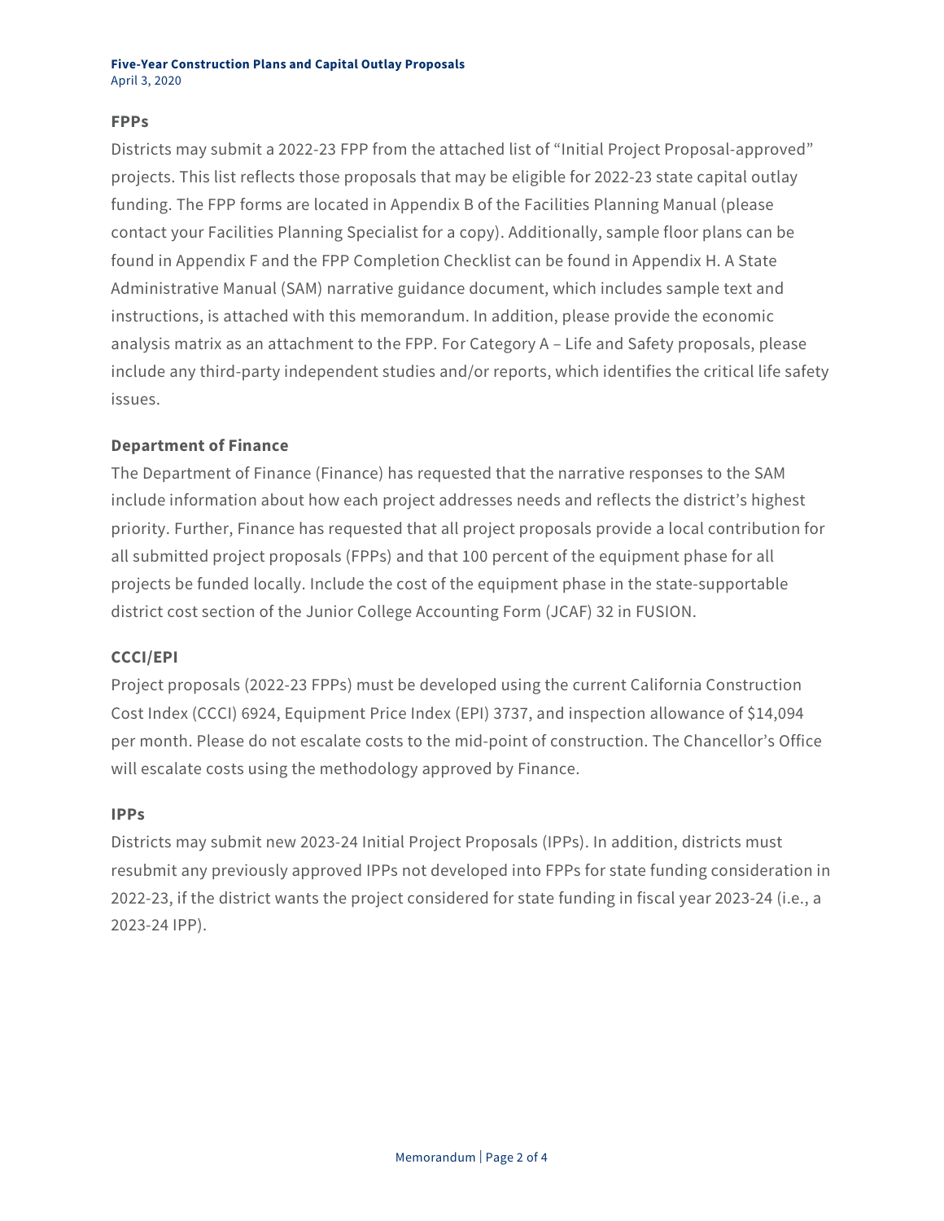### FPPs

Districts may submit a 2022-23 FPP from the attached list of "Initial Project Proposal-approved" projects. This list reflects those proposals that may be eligible for 2022-23 state capital outlay funding. The FPP forms are located in Appendix B of the Facilities Planning Manual (please contact your Facilities Planning Specialist for a copy). Additionally, sample floor plans can be found in Appendix F and the FPP Completion Checklist can be found in Appendix H. A State Administrative Manual (SAM) narrative guidance document, which includes sample text and instructions, is attached with this memorandum. In addition, please provide the economic analysis matrix as an attachment to the FPP. For Category A – Life and Safety proposals, please include any third-party independent studies and/or reports, which identifies the critical life safety issues.

### Department of Finance

The Department of Finance (Finance) has requested that the narrative responses to the SAM include information about how each project addresses needs and reflects the district's highest priority. Further, Finance has requested that all project proposals provide a local contribution for all submitted project proposals (FPPs) and that 100 percent of the equipment phase for all projects be funded locally. Include the cost of the equipment phase in the state-supportable district cost section of the Junior College Accounting Form (JCAF) 32 in FUSION.

### CCCI/EPI

Project proposals (2022-23 FPPs) must be developed using the current California Construction Cost Index (CCCI) 6924, Equipment Price Index (EPI) 3737, and inspection allowance of $14,094 per month. Please do not escalate costs to the mid-point of construction. The Chancellor's Office will escalate costs using the methodology approved by Finance.

### IPPs

Districts may submit new 2023-24 Initial Project Proposals (IPPs). In addition, districts must resubmit any previously approved IPPs not developed into FPPs for state funding consideration in 2022-23, if the district wants the project considered for state funding in fiscal year 2023-24 (i.e., a 2023-24 IPP).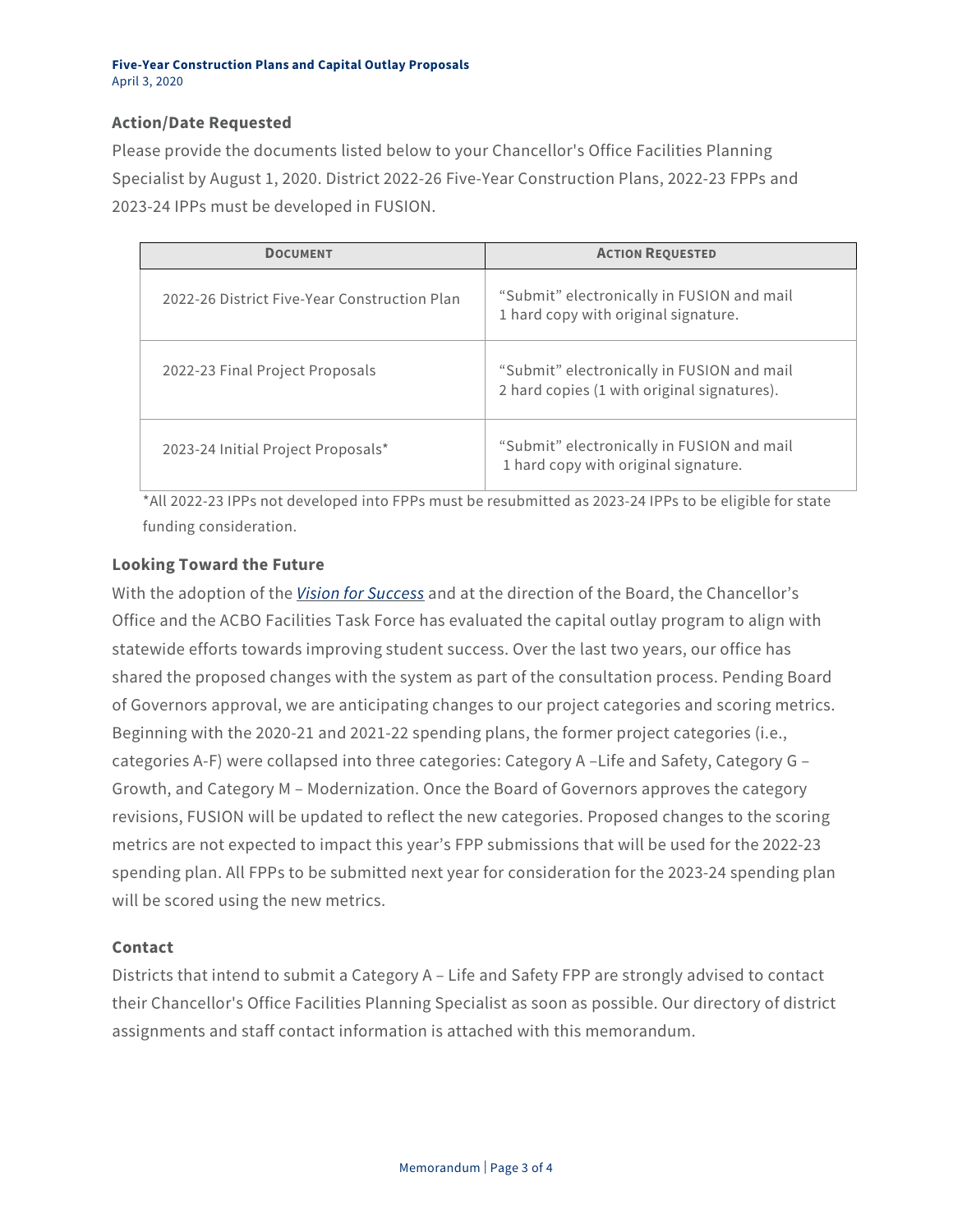### Action/Date Requested

Please provide the documents listed below to your Chancellor's Office Facilities Planning Specialist by August 1, 2020. District 2022-26 Five-Year Construction Plans, 2022-23 FPPs and 2023-24 IPPs must be developed in FUSION.

| DOCUMENT | ACTION REQUESTED |
|---|---|
| 2022-26 District Five-Year Construction Plan | "Submit" electronically in FUSION and mail 1 hard copy with original signature. |
| 2022-23 Final Project Proposals | "Submit" electronically in FUSION and mail 2 hard copies (1 with original signatures). |
| 2023-24 Initial Project Proposals* | "Submit" electronically in FUSION and mail 1 hard copy with original signature. |

*All 2022-23 IPPs not developed into FPPs must be resubmitted as 2023-24 IPPs to be eligible for state funding consideration.

### Looking Toward the Future

With the adoption of the *Vision for Success* and at the direction of the Board, the Chancellor's Office and the ACBO Facilities Task Force has evaluated the capital outlay program to align with statewide efforts towards improving student success. Over the last two years, our office has shared the proposed changes with the system as part of the consultation process. Pending Board of Governors approval, we are anticipating changes to our project categories and scoring metrics. Beginning with the 2020-21 and 2021-22 spending plans, the former project categories (i.e., categories A-F) were collapsed into three categories: Category A –Life and Safety, Category G – Growth, and Category M – Modernization. Once the Board of Governors approves the category revisions, FUSION will be updated to reflect the new categories. Proposed changes to the scoring metrics are not expected to impact this year's FPP submissions that will be used for the 2022-23 spending plan. All FPPs to be submitted next year for consideration for the 2023-24 spending plan will be scored using the new metrics.

### Contact

Districts that intend to submit a Category A – Life and Safety FPP are strongly advised to contact their Chancellor's Office Facilities Planning Specialist as soon as possible. Our directory of district assignments and staff contact information is attached with this memorandum.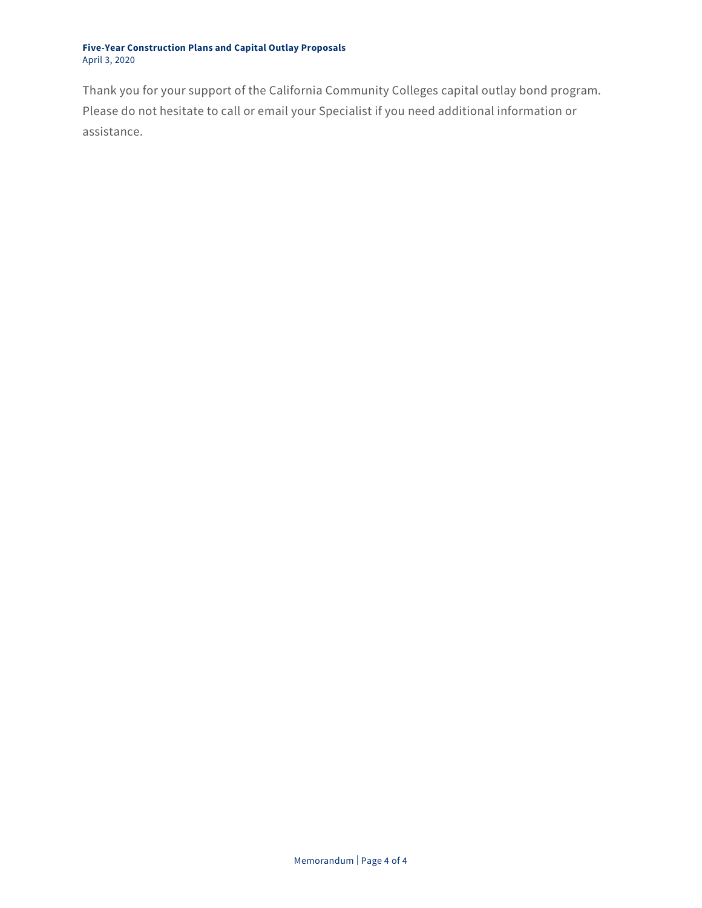Thank you for your support of the California Community Colleges capital outlay bond program. Please do not hesitate to call or email your Specialist if you need additional information or assistance.